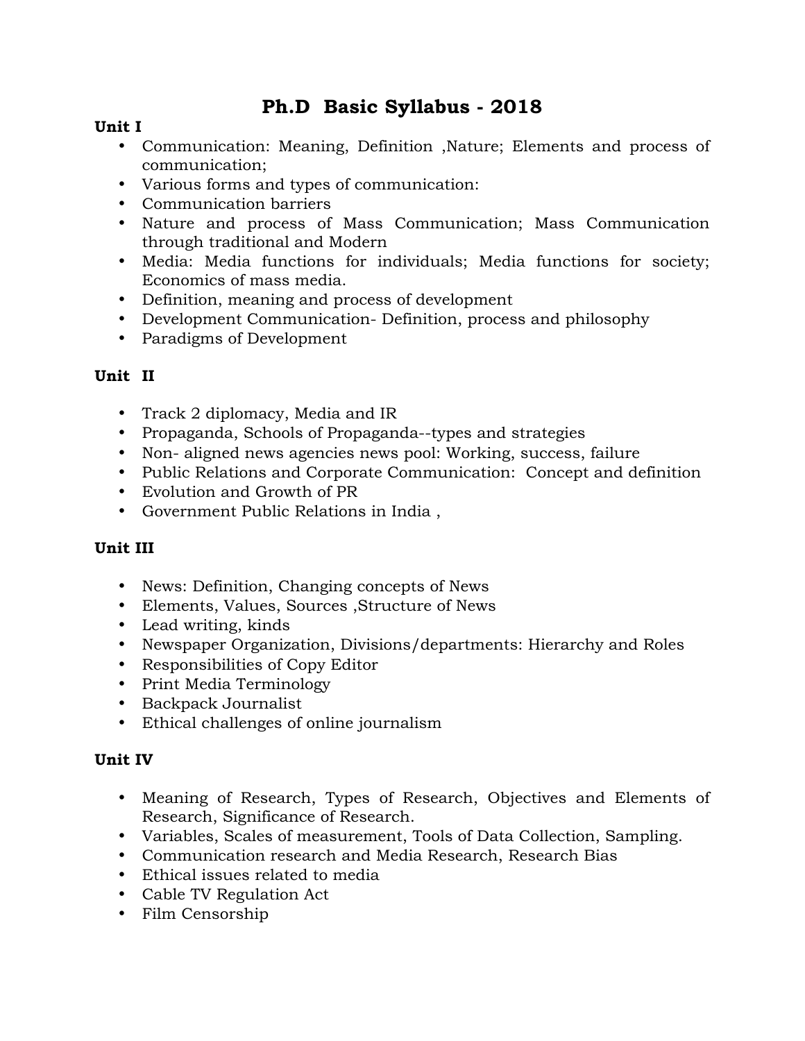# Ph.D Basic Syllabus - 2018

**Unit I**

- Communication: Meaning, Definition ,Nature; Elements and process of communication;
- Various forms and types of communication:
- Communication barriers
- Nature and process of Mass Communication; Mass Communication through traditional and Modern
- Media: Media functions for individuals; Media functions for society; Economics of mass media.
- Definition, meaning and process of development
- Development Communication- Definition, process and philosophy
- Paradigms of Development

**Unit II**

- Track 2 diplomacy, Media and IR
- Propaganda, Schools of Propaganda--types and strategies
- Non- aligned news agencies news pool: Working, success, failure
- Public Relations and Corporate Communication: Concept and definition
- Evolution and Growth of PR
- Government Public Relations in India ,

**Unit III**

- News: Definition, Changing concepts of News
- Elements, Values, Sources ,Structure of News
- Lead writing, kinds
- Newspaper Organization, Divisions/departments: Hierarchy and Roles
- Responsibilities of Copy Editor
- Print Media Terminology
- Backpack Journalist
- Ethical challenges of online journalism

**Unit IV**

- Meaning of Research, Types of Research, Objectives and Elements of Research, Significance of Research.
- Variables, Scales of measurement, Tools of Data Collection, Sampling.
- Communication research and Media Research, Research Bias
- Ethical issues related to media
- Cable TV Regulation Act
- Film Censorship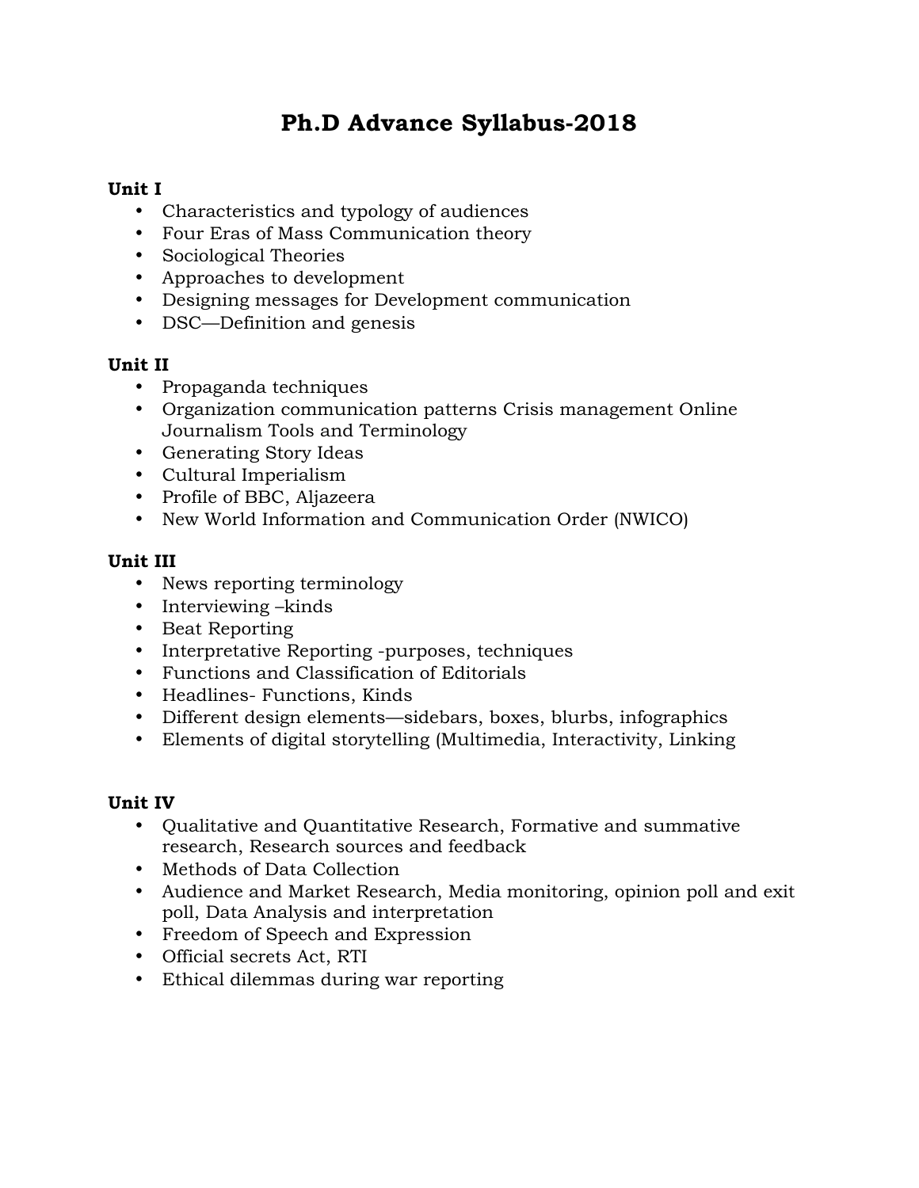# Ph.D Advance Syllabus-2018

**Unit I**

- Characteristics and typology of audiences
- Four Eras of Mass Communication theory
- Sociological Theories
- Approaches to development
- Designing messages for Development communication
- DSC—Definition and genesis

**Unit II**

- Propaganda techniques
- Organization communication patterns Crisis management Online Journalism Tools and Terminology
- Generating Story Ideas
- Cultural Imperialism
- Profile of BBC, Aljazeera
- New World Information and Communication Order (NWICO)

**Unit III**

- News reporting terminology
- Interviewing –kinds
- Beat Reporting
- Interpretative Reporting -purposes, techniques
- Functions and Classification of Editorials
- Headlines- Functions, Kinds
- Different design elements—sidebars, boxes, blurbs, infographics
- Elements of digital storytelling (Multimedia, Interactivity, Linking

**Unit IV**

- Qualitative and Quantitative Research, Formative and summative research, Research sources and feedback
- Methods of Data Collection
- Audience and Market Research, Media monitoring, opinion poll and exit poll, Data Analysis and interpretation
- Freedom of Speech and Expression
- Official secrets Act, RTI
- Ethical dilemmas during war reporting